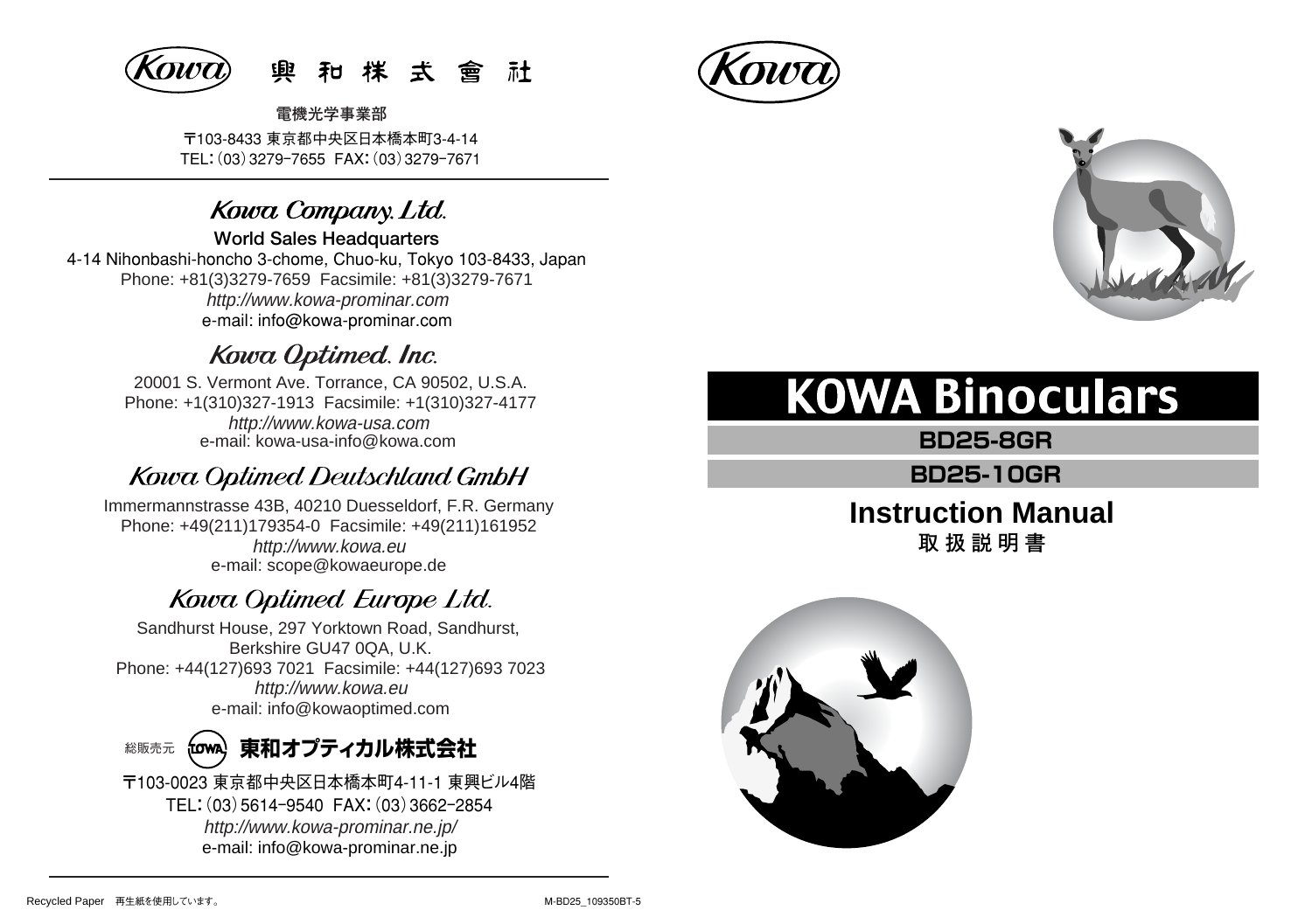Kowa 興和株式會社

電機光学事業部

〒103-8433 東京都中央区日本橋本町3-4-14
TEL:(03)3279-7655 FAX:(03)3279-7671

## Kowa Company, Ltd.

**World Sales Headquarters**
4-14 Nihonbashi-honcho 3-chome, Chuo-ku, Tokyo 103-8433, Japan
Phone: +81(3)3279-7659 Facsimile: +81(3)3279-7671
*http://www.kowa-prominar.com*
e-mail: info@kowa-prominar.com

## Kowa Optimed. Inc.

20001 S. Vermont Ave. Torrance, CA 90502, U.S.A.
Phone: +1(310)327-1913 Facsimile: +1(310)327-4177
*http://www.kowa-usa.com*
e-mail: kowa-usa-info@kowa.com

## Kowa Optimed Deutschland GmbH

Immermannstrasse 43B, 40210 Duesseldorf, F.R. Germany
Phone: +49(211)179354-0 Facsimile: +49(211)161952
*http://www.kowa.eu*
e-mail: scope@kowaeurope.de

## Kowa Optimed Europe Ltd.

Sandhurst House, 297 Yorktown Road, Sandhurst,
Berkshire GU47 0QA, U.K.
Phone: +44(127)693 7021 Facsimile: +44(127)693 7023
*http://www.kowa.eu*
e-mail: info@kowaoptimed.com

総販売元 TOWA **東和オプティカル株式会社**

〒103-0023 東京都中央区日本橋本町4-11-1 東興ビル4階
TEL:(03)5614-9540 FAX:(03)3662-2854
*http://www.kowa-prominar.ne.jp/*
e-mail: info@kowa-prominar.ne.jp

Recycled Paper 再生紙を使用しています。

M-BD25_109350BT-5

Kowa

# KOWA Binoculars

## BD25-8GR

## BD25-10GR

# Instruction Manual

取 扱 説 明 書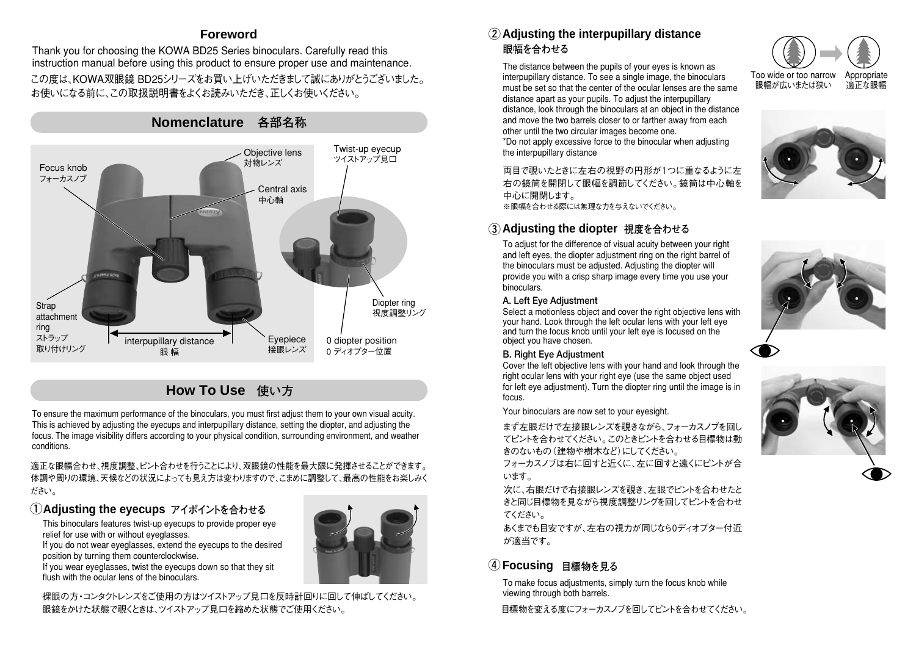## Foreword

Thank you for choosing the KOWA BD25 Series binoculars. Carefully read this instruction manual before using this product to ensure proper use and maintenance.

この度は、KOWA双眼鏡 BD25シリーズをお買い上げいただきまして誠にありがとうございました。お使いになる前に、この取扱説明書をよくお読みいただき、正しくお使いください。

## Nomenclature　各部名称

- Focus knob　フォーカスノブ
- Objective lens　対物レンズ
- Central axis　中心軸
- Twist-up eyecup　ツイストアップ見口
- Strap attachment ring　ストラップ取り付けリング
- interpupillary distance　眼 幅
- Eyepiece　接眼レンズ
- Diopter ring　視度調整リング
- 0 diopter position　0 ディオプター位置

## How To Use　使い方

To ensure the maximum performance of the binoculars, you must first adjust them to your own visual acuity. This is achieved by adjusting the eyecups and interpupillary distance, setting the diopter, and adjusting the focus. The image visibility differs according to your physical condition, surrounding environment, and weather conditions.

適正な眼幅合わせ、視度調整、ピント合わせを行うことにより、双眼鏡の性能を最大限に発揮させることができます。体調や周りの環境、天候などの状況によっても見え方は変わりますので、こまめに調整して、最高の性能をお楽しみください。

### ① Adjusting the eyecups　アイポイントを合わせる

This binoculars features twist-up eyecups to provide proper eye relief for use with or without eyeglasses.
If you do not wear eyeglasses, extend the eyecups to the desired position by turning them counterclockwise.
If you wear eyeglasses, twist the eyecups down so that they sit flush with the ocular lens of the binoculars.

裸眼の方・コンタクトレンズをご使用の方はツイストアップ見口を反時計回りに回して伸ばしてください。眼鏡をかけた状態で覗くときは、ツイストアップ見口を縮めた状態でご使用ください。

### ② Adjusting the interpupillary distance　眼幅を合わせる

The distance between the pupils of your eyes is known as interpupillary distance. To see a single image, the binoculars must be set so that the center of the ocular lenses are the same distance apart as your pupils. To adjust the interpupillary distance, look through the binoculars at an object in the distance and move the two barrels closer to or farther away from each other until the two circular images become one.
*Do not apply excessive force to the binocular when adjusting the interpupillary distance

両目で覗いたときに左右の視野の円形が1つに重なるように左右の鏡筒を開閉して眼幅を調節してください。鏡筒は中心軸を中心に開閉します。
※眼幅を合わせる際には無理な力を与えないでください。

Too wide or too narrow　眼幅が広いまたは狭い → Appropriate　適正な眼幅

### ③ Adjusting the diopter　視度を合わせる

To adjust for the difference of visual acuity between your right and left eyes, the diopter adjustment ring on the right barrel of the binoculars must be adjusted. Adjusting the diopter will provide you with a crisp sharp image every time you use your binoculars.

**A. Left Eye Adjustment**
Select a motionless object and cover the right objective lens with your hand. Look through the left ocular lens with your left eye and turn the focus knob until your left eye is focused on the object you have chosen.

**B. Right Eye Adjustment**
Cover the left objective lens with your hand and look through the right ocular lens with your right eye (use the same object used for left eye adjustment). Turn the diopter ring until the image is in focus.

Your binoculars are now set to your eyesight.

まず左眼だけで左接眼レンズを覗きながら、フォーカスノブを回してピントを合わせてください。このときピントを合わせる目標物は動きのないもの（建物や樹木など）にしてください。
フォーカスノブは右に回すと近くに、左に回すと遠くにピントが合います。
次に、右眼だけで右接眼レンズを覗き、左眼でピントを合わせたときと同じ目標物を見ながら視度調整リングを回してピントを合わせてください。
あくまでも目安ですが、左右の視力が同じなら0ディオプター付近が適当です。

### ④ Focusing　目標物を見る

To make focus adjustments, simply turn the focus knob while viewing through both barrels.

目標物を変える度にフォーカスノブを回してピントを合わせてください。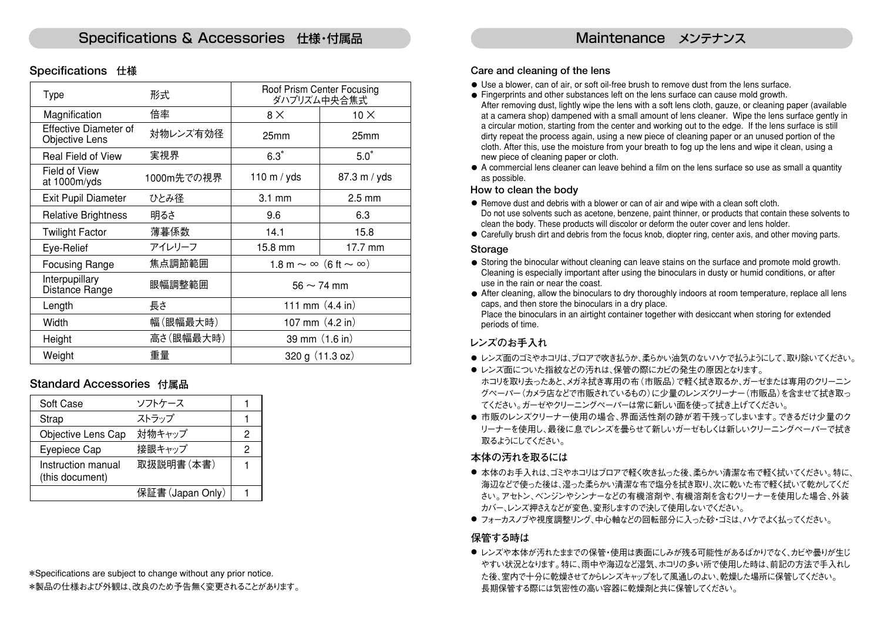# Specifications & Accessories　仕様・付属品

## Specifications　仕様

| Type | 形式 | Roof Prism Center Focusing ダハプリズム中央合焦式 | |
|---|---|---|---|
| Magnification | 倍率 | 8 × | 10 × |
| Effective Diameter of Objective Lens | 対物レンズ有効径 | 25mm | 25mm |
| Real Field of View | 実視界 | 6.3˚ | 5.0˚ |
| Field of View at 1000m/yds | 1000m先での視界 | 110 m / yds | 87.3 m / yds |
| Exit Pupil Diameter | ひとみ径 | 3.1 mm | 2.5 mm |
| Relative Brightness | 明るさ | 9.6 | 6.3 |
| Twilight Factor | 薄暮係数 | 14.1 | 15.8 |
| Eye-Relief | アイレリーフ | 15.8 mm | 17.7 mm |
| Focusing Range | 焦点調節範囲 | 1.8 m ～ ∞（6 ft ～ ∞） | |
| Interpupillary Distance Range | 眼幅調整範囲 | 56 ～ 74 mm | |
| Length | 長さ | 111 mm（4.4 in） | |
| Width | 幅（眼幅最大時） | 107 mm（4.2 in） | |
| Height | 高さ（眼幅最大時） | 39 mm（1.6 in） | |
| Weight | 重量 | 320 g（11.3 oz） | |

## Standard Accessories　付属品

| Soft Case | ソフトケース | 1 |
|---|---|---|
| Strap | ストラップ | 1 |
| Objective Lens Cap | 対物キャップ | 2 |
| Eyepiece Cap | 接眼キャップ | 2 |
| Instruction manual (this document) | 取扱説明書（本書） | 1 |
| | 保証書（Japan Only） | 1 |

*Specifications are subject to change without any prior notice.

*製品の仕様および外観は、改良のため予告無く変更されることがあります。

# Maintenance　メンテナンス

### Care and cleaning of the lens

- Use a blower, can of air, or soft oil-free brush to remove dust from the lens surface.
- Fingerprints and other substances left on the lens surface can cause mold growth.
  After removing dust, lightly wipe the lens with a soft lens cloth, gauze, or cleaning paper (available at a camera shop) dampened with a small amount of lens cleaner. Wipe the lens surface gently in a circular motion, starting from the center and working out to the edge. If the lens surface is still dirty repeat the process again, using a new piece of cleaning paper or an unused portion of the cloth. After this, use the moisture from your breath to fog up the lens and wipe it clean, using a new piece of cleaning paper or cloth.
- A commercial lens cleaner can leave behind a film on the lens surface so use as small a quantity as possible.

### How to clean the body

- Remove dust and debris with a blower or can of air and wipe with a clean soft cloth.
  Do not use solvents such as acetone, benzene, paint thinner, or products that contain these solvents to clean the body. These products will discolor or deform the outer cover and lens holder.
- Carefully brush dirt and debris from the focus knob, diopter ring, center axis, and other moving parts.

### Storage

- Storing the binocular without cleaning can leave stains on the surface and promote mold growth. Cleaning is especially important after using the binoculars in dusty or humid conditions, or after use in the rain or near the coast.
- After cleaning, allow the binoculars to dry thoroughly indoors at room temperature, replace all lens caps, and then store the binoculars in a dry place.
  Place the binoculars in an airtight container together with desiccant when storing for extended periods of time.

### レンズのお手入れ

- レンズ面のゴミやホコリは、ブロアで吹き払うか、柔らかい油気のないハケで払うようにして、取り除いてください。
- レンズ面についた指紋などの汚れは、保管の際にカビの発生の原因となります。
  ホコリを取り去ったあと、メガネ拭き専用の布（市販品）で軽く拭き取るか、ガーゼまたは専用のクリーニングペーパー（カメラ店などで市販されているもの）に少量のレンズクリーナー（市販品）を含ませて拭き取ってください。ガーゼやクリーニングペーパーは常に新しい面を使って拭き上げてください。
- 市販のレンズクリーナー使用の場合、界面活性剤の跡が若干残ってしまいます。できるだけ少量のクリーナーを使用し、最後に息でレンズを曇らせて新しいガーゼもしくは新しいクリーニングペーパーで拭き取るようにしてください。

### 本体の汚れを取るには

- 本体のお手入れは、ゴミやホコリはブロアで軽く吹き払った後、柔らかい清潔な布で軽く拭いてください。特に、海辺などで使った後は、湿った柔らかい清潔な布で塩分を拭き取り、次に乾いた布で軽く拭いて乾かしてください。アセトン、ベンジンやシンナーなどの有機溶剤や、有機溶剤を含むクリーナーを使用した場合、外装カバー、レンズ押さえなどが変色、変形しますので決して使用しないでください。
- フォーカスノブや視度調整リング、中心軸などの回転部分に入った砂・ゴミは、ハケでよく払ってください。

### 保管する時は

- レンズや本体が汚れたままでの保管・使用は表面にしみが残る可能性があるばかりでなく、カビや曇りが生じやすい状況となります。特に、雨中や海辺など湿気、ホコリの多い所で使用した時は、前記の方法で手入れした後、室内で十分に乾燥させてからレンズキャップをして風通しのよい、乾燥した場所に保管してください。
  長期保管する際には気密性の高い容器に乾燥剤と共に保管してください。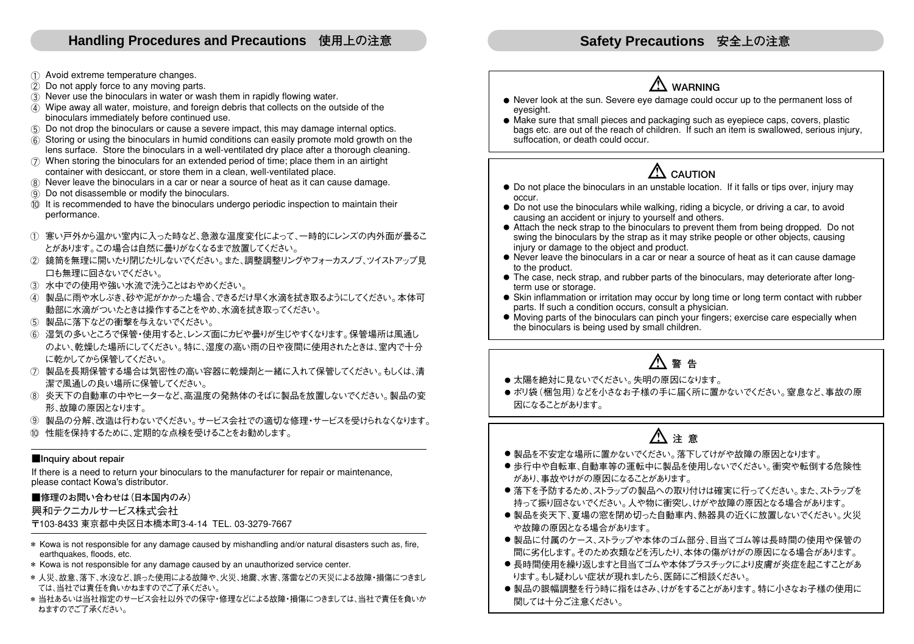## Handling Procedures and Precautions　使用上の注意

① Avoid extreme temperature changes.
② Do not apply force to any moving parts.
③ Never use the binoculars in water or wash them in rapidly flowing water.
④ Wipe away all water, moisture, and foreign debris that collects on the outside of the binoculars immediately before continued use.
⑤ Do not drop the binoculars or cause a severe impact, this may damage internal optics.
⑥ Storing or using the binoculars in humid conditions can easily promote mold growth on the lens surface. Store the binoculars in a well-ventilated dry place after a thorough cleaning.
⑦ When storing the binoculars for an extended period of time; place them in an airtight container with desiccant, or store them in a clean, well-ventilated place.
⑧ Never leave the binoculars in a car or near a source of heat as it can cause damage.
⑨ Do not disassemble or modify the binoculars.
⑩ It is recommended to have the binoculars undergo periodic inspection to maintain their performance.

① 寒い戸外から温かい室内に入った時など、急激な温度変化によって、一時的にレンズの内外面が曇ることがあります。この場合は自然に曇りがなくなるまで放置してください。
② 鏡筒を無理に開いたり閉じたりしないでください。また、調整調整リングやフォーカスノブ、ツイストアップ見口も無理に回さないでください。
③ 水中での使用や強い水流で洗うことはおやめください。
④ 製品に雨や水しぶき、砂や泥がかかった場合、できるだけ早く水滴を拭き取るようにしてください。本体可動部に水滴がついたときは操作することをやめ、水滴を拭き取ってください。
⑤ 製品に落下などの衝撃を与えないでください。
⑥ 湿気の多いところで保管・使用すると、レンズ面にカビや曇りが生じやすくなります。保管場所は風通しのよい、乾燥した場所にしてください。特に、湿度の高い雨の日や夜間に使用されたときは、室内で十分に乾かしてから保管してください。
⑦ 製品を長期保管する場合は気密性の高い容器に乾燥剤と一緒に入れて保管してください。もしくは、清潔で風通しの良い場所に保管してください。
⑧ 炎天下の自動車の中やヒーターなど、高温度の発熱体のそばに製品を放置しないでください。製品の変形、故障の原因となります。
⑨ 製品の分解、改造は行わないでください。サービス会社での適切な修理・サービスを受けられなくなります。
⑩ 性能を保持するために、定期的な点検を受けることをお勧めします。

**■Inquiry about repair**

If there is a need to return your binoculars to the manufacturer for repair or maintenance, please contact Kowa's distributor.

**■修理のお問い合わせは（日本国内のみ）**

興和テクニカルサービス株式会社
〒103-8433 東京都中央区日本橋本町3-4-14　TEL. 03-3279-7667

* Kowa is not responsible for any damage caused by mishandling and/or natural disasters such as, fire, earthquakes, floods, etc.
* Kowa is not responsible for any damage caused by an unauthorized service center.
* 人災、故意、落下、水没など、誤った使用による故障や、火災、地震、水害、落雷などの天災による故障・損傷につきましては、当社では責任を負いかねますのでご了承ください。
* 当社あるいは当社指定のサービス会社以外での保守・修理などによる故障・損傷につきましては、当社で責任を負いかねますのでご了承ください。

## Safety Precautions　安全上の注意

### ⚠ WARNING

- Never look at the sun. Severe eye damage could occur up to the permanent loss of eyesight.
- Make sure that small pieces and packaging such as eyepiece caps, covers, plastic bags etc. are out of the reach of children. If such an item is swallowed, serious injury, suffocation, or death could occur.

### ⚠ CAUTION

- Do not place the binoculars in an unstable location. If it falls or tips over, injury may occur.
- Do not use the binoculars while walking, riding a bicycle, or driving a car, to avoid causing an accident or injury to yourself and others.
- Attach the neck strap to the binoculars to prevent them from being dropped. Do not swing the binoculars by the strap as it may strike people or other objects, causing injury or damage to the object and product.
- Never leave the binoculars in a car or near a source of heat as it can cause damage to the product.
- The case, neck strap, and rubber parts of the binoculars, may deteriorate after long-term use or storage.
- Skin inflammation or irritation may occur by long time or long term contact with rubber parts. If such a condition occurs, consult a physician.
- Moving parts of the binoculars can pinch your fingers; exercise care especially when the binoculars is being used by small children.

### ⚠ 警 告

- 太陽を絶対に見ないでください。失明の原因になります。
- ポリ袋（梱包用）などを小さなお子様の手に届く所に置かないでください。窒息など、事故の原因になることがあります。

### ⚠ 注 意

- 製品を不安定な場所に置かないでください。落下してけがや故障の原因となります。
- 歩行中や自転車、自動車等の運転中に製品を使用しないでください。衝突や転倒する危険性があり、事故やけがの原因になることがあります。
- 落下を予防するため、ストラップの製品への取り付けは確実に行ってください。また、ストラップを持って振り回さないでください。人や物に衝突し、けがや故障の原因となる場合があります。
- 製品を炎天下、夏場の窓を閉め切った自動車内、熱器具の近くに放置しないでください。火災や故障の原因となる場合があります。
- 製品に付属のケース、ストラップや本体のゴム部分、目当てゴム等は長時間の使用や保管の間に劣化します。そのため衣類などを汚したり、本体の傷がけがの原因になる場合があります。
- 長時間使用を繰り返しますと目当てゴムや本体プラスチックにより皮膚が炎症を起こすことがあります。もし疑わしい症状が現れましたら、医師にご相談ください。
- 製品の眼幅調整を行う時に指をはさみ、けがをすることがあります。特に小さなお子様の使用に関しては十分ご注意ください。